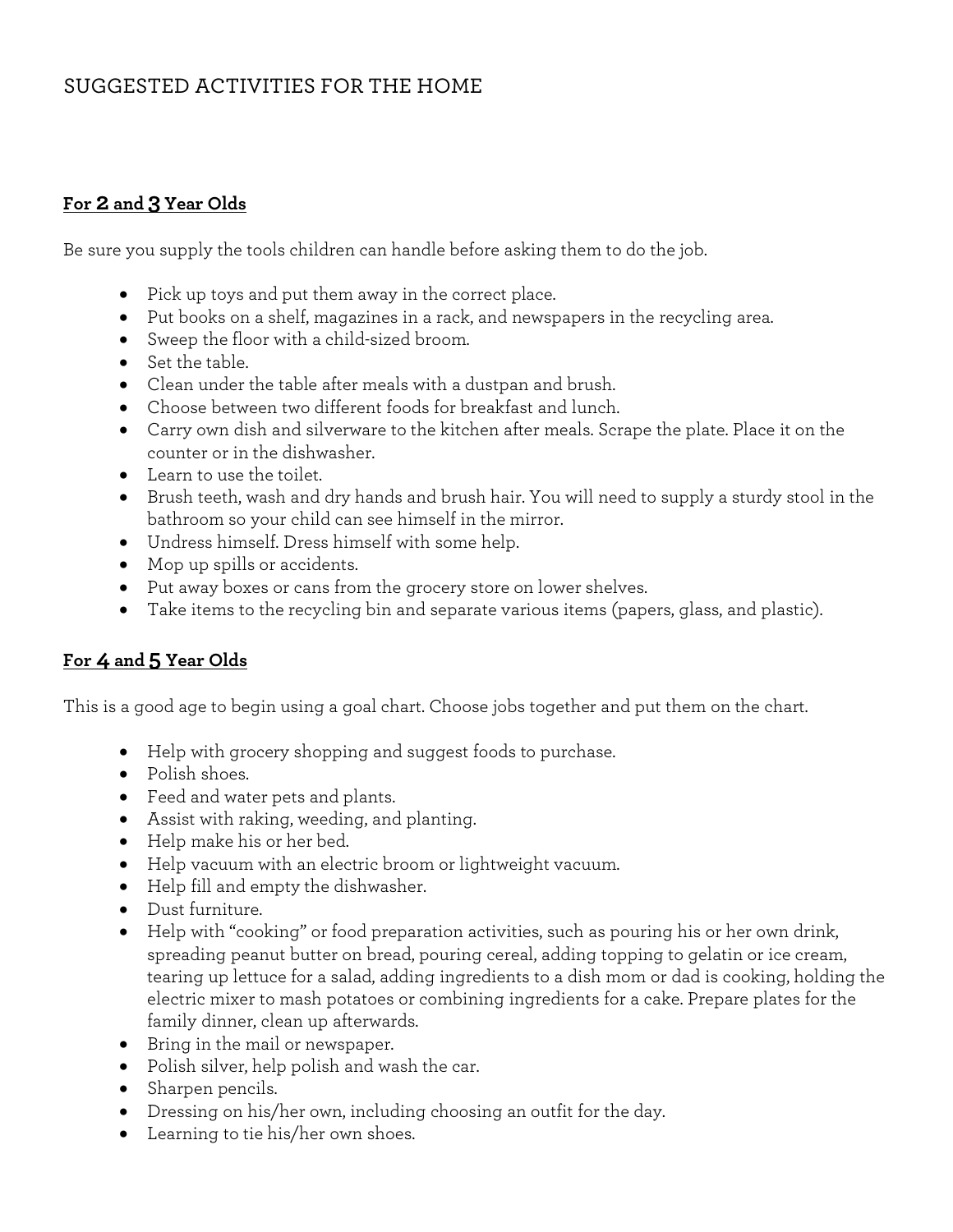# SUGGESTED ACTIVITIES FOR THE HOME

## For 2 and 3 Year Olds

Be sure you supply the tools children can handle before asking them to do the job.

- Pick up toys and put them away in the correct place.
- Put books on a shelf, magazines in a rack, and newspapers in the recycling area.
- Sweep the floor with a child-sized broom.
- Set the table.
- Clean under the table after meals with a dustpan and brush.
- Choose between two different foods for breakfast and lunch.
- Carry own dish and silverware to the kitchen after meals. Scrape the plate. Place it on the counter or in the dishwasher.
- Learn to use the toilet.
- Brush teeth, wash and dry hands and brush hair. You will need to supply a sturdy stool in the bathroom so your child can see himself in the mirror.
- Undress himself. Dress himself with some help.
- Mop up spills or accidents.
- Put away boxes or cans from the grocery store on lower shelves.
- Take items to the recycling bin and separate various items (papers, glass, and plastic).

## For 4 and 5 Year Olds

This is a good age to begin using a goal chart. Choose jobs together and put them on the chart.

- Help with grocery shopping and suggest foods to purchase.
- Polish shoes.
- Feed and water pets and plants.
- Assist with raking, weeding, and planting.
- Help make his or her bed.
- Help vacuum with an electric broom or lightweight vacuum.
- Help fill and empty the dishwasher.
- Dust furniture.
- Help with "cooking" or food preparation activities, such as pouring his or her own drink, spreading peanut butter on bread, pouring cereal, adding topping to gelatin or ice cream, tearing up lettuce for a salad, adding ingredients to a dish mom or dad is cooking, holding the electric mixer to mash potatoes or combining ingredients for a cake. Prepare plates for the family dinner, clean up afterwards.
- Bring in the mail or newspaper.
- Polish silver, help polish and wash the car.
- Sharpen pencils.
- Dressing on his/her own, including choosing an outfit for the day.
- Learning to tie his/her own shoes.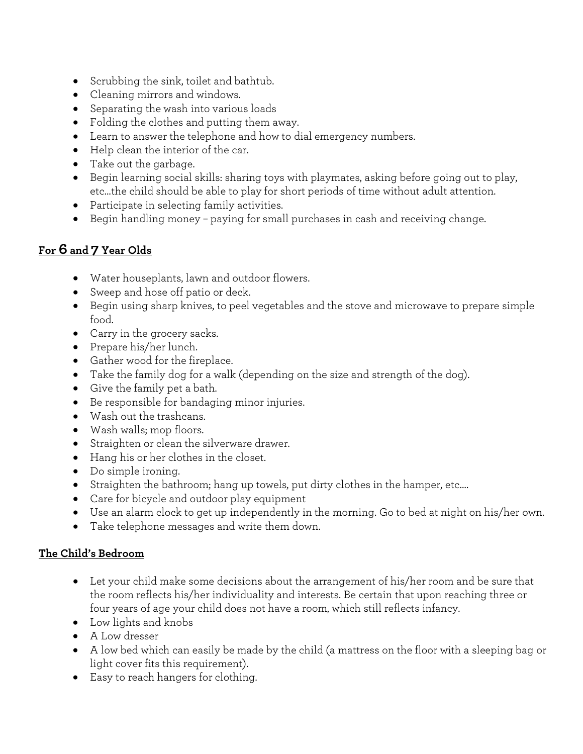- Scrubbing the sink, toilet and bathtub.
- Cleaning mirrors and windows.
- Separating the wash into various loads
- Folding the clothes and putting them away.
- Learn to answer the telephone and how to dial emergency numbers.
- Help clean the interior of the car.
- Take out the garbage.
- Begin learning social skills: sharing toys with playmates, asking before going out to play, etc…the child should be able to play for short periods of time without adult attention.
- Participate in selecting family activities.
- Begin handling money – paying for small purchases in cash and receiving change.

## **For 6 and 7 Year Olds**

- Water houseplants, lawn and outdoor flowers.
- Sweep and hose off patio or deck.
- Begin using sharp knives, to peel vegetables and the stove and microwave to prepare simple food.
- Carry in the grocery sacks.
- Prepare his/her lunch.
- Gather wood for the fireplace.
- Take the family dog for a walk (depending on the size and strength of the dog).
- Give the family pet a bath.
- Be responsible for bandaging minor injuries.
- Wash out the trashcans.
- Wash walls; mop floors.
- Straighten or clean the silverware drawer.
- Hang his or her clothes in the closet.
- Do simple ironing.
- Straighten the bathroom; hang up towels, put dirty clothes in the hamper, etc….
- Care for bicycle and outdoor play equipment
- Use an alarm clock to get up independently in the morning. Go to bed at night on his/her own.
- Take telephone messages and write them down.

## **The Child's Bedroom**

- Let your child make some decisions about the arrangement of his/her room and be sure that the room reflects his/her individuality and interests. Be certain that upon reaching three or four years of age your child does not have a room, which still reflects infancy.
- Low lights and knobs
- A Low dresser
- A low bed which can easily be made by the child (a mattress on the floor with a sleeping bag or light cover fits this requirement).
- Easy to reach hangers for clothing.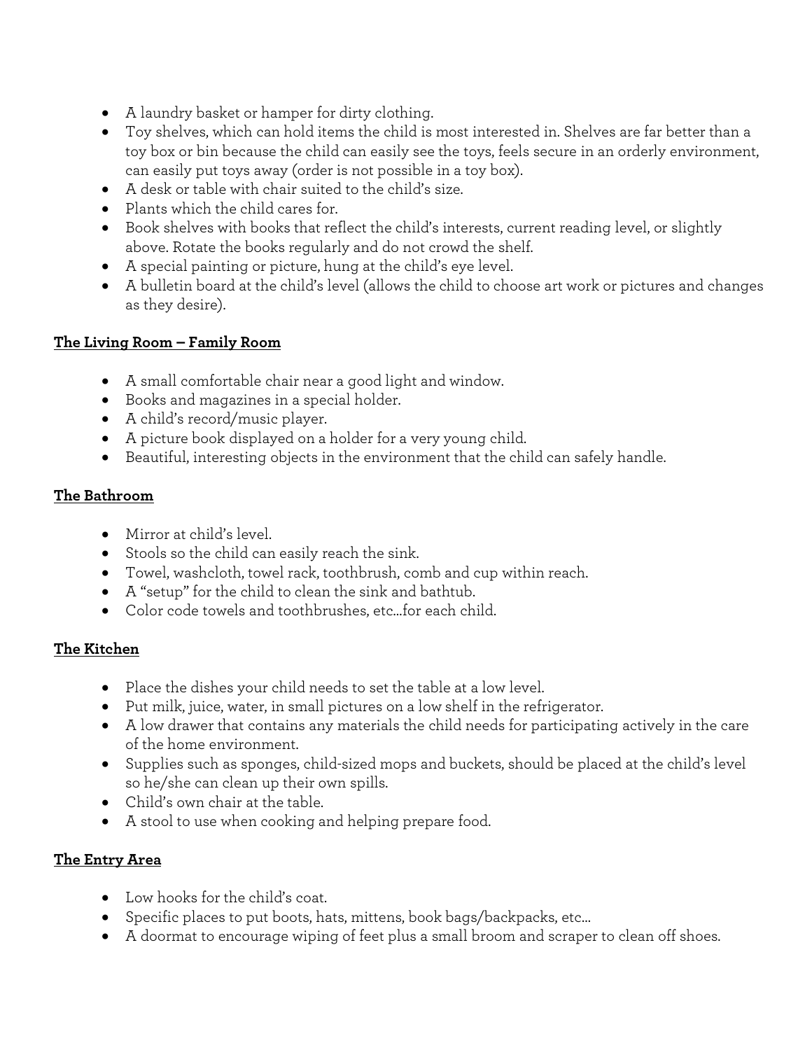- A laundry basket or hamper for dirty clothing.
- Toy shelves, which can hold items the child is most interested in. Shelves are far better than a toy box or bin because the child can easily see the toys, feels secure in an orderly environment, can easily put toys away (order is not possible in a toy box).
- A desk or table with chair suited to the child's size.
- Plants which the child cares for.
- Book shelves with books that reflect the child's interests, current reading level, or slightly above. Rotate the books regularly and do not crowd the shelf.
- A special painting or picture, hung at the child's eye level.
- A bulletin board at the child's level (allows the child to choose art work or pictures and changes as they desire).

**The Living Room – Family Room**

- A small comfortable chair near a good light and window.
- Books and magazines in a special holder.
- A child's record/music player.
- A picture book displayed on a holder for a very young child.
- Beautiful, interesting objects in the environment that the child can safely handle.

**The Bathroom**

- Mirror at child's level.
- Stools so the child can easily reach the sink.
- Towel, washcloth, towel rack, toothbrush, comb and cup within reach.
- A "setup" for the child to clean the sink and bathtub.
- Color code towels and toothbrushes, etc…for each child.

**The Kitchen**

- Place the dishes your child needs to set the table at a low level.
- Put milk, juice, water, in small pictures on a low shelf in the refrigerator.
- A low drawer that contains any materials the child needs for participating actively in the care of the home environment.
- Supplies such as sponges, child-sized mops and buckets, should be placed at the child's level so he/she can clean up their own spills.
- Child's own chair at the table.
- A stool to use when cooking and helping prepare food.

**The Entry Area**

- Low hooks for the child's coat.
- Specific places to put boots, hats, mittens, book bags/backpacks, etc…
- A doormat to encourage wiping of feet plus a small broom and scraper to clean off shoes.